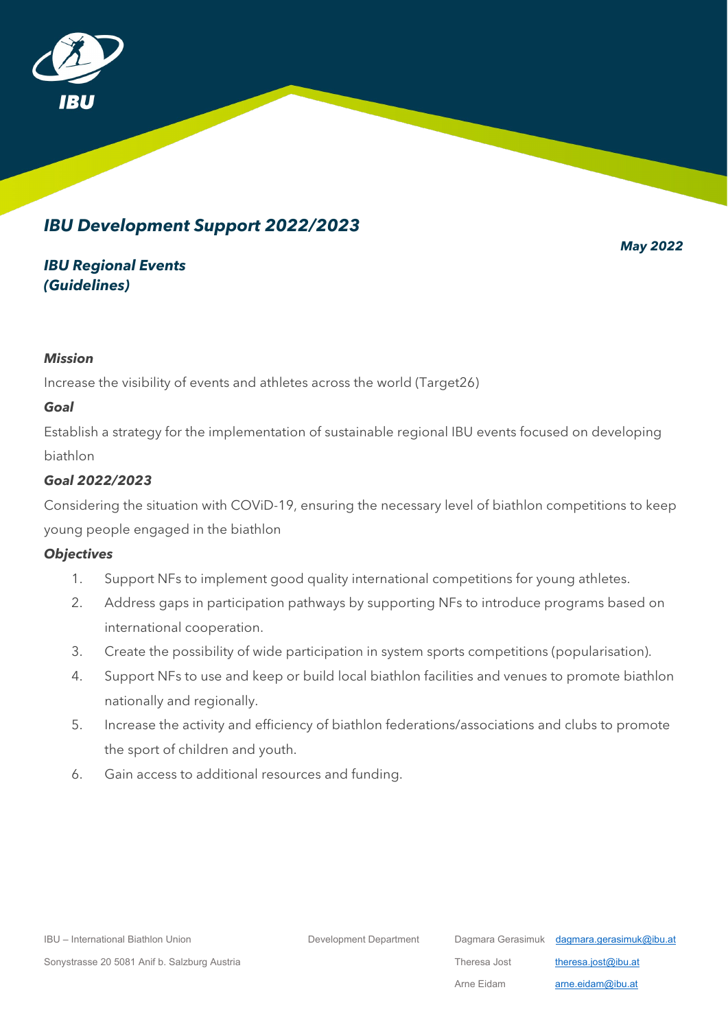# IBU Development Support 2022/2023

***May 2022***

## IBU Regional Events (Guidelines)

***Mission***

Increase the visibility of events and athletes across the world (Target26)

***Goal***

Establish a strategy for the implementation of sustainable regional IBU events focused on developing biathlon

***Goal 2022/2023***

Considering the situation with COViD-19, ensuring the necessary level of biathlon competitions to keep young people engaged in the biathlon

***Objectives***

1. Support NFs to implement good quality international competitions for young athletes.
2. Address gaps in participation pathways by supporting NFs to introduce programs based on international cooperation.
3. Create the possibility of wide participation in system sports competitions (popularisation).
4. Support NFs to use and keep or build local biathlon facilities and venues to promote biathlon nationally and regionally.
5. Increase the activity and efficiency of biathlon federations/associations and clubs to promote the sport of children and youth.
6. Gain access to additional resources and funding.

IBU – International Biathlon Union
Sonystrasse 20 5081 Anif b. Salzburg Austria

Development Department

Dagmara Gerasimuk dagmara.gerasimuk@ibu.at
Theresa Jost theresa.jost@ibu.at
Arne Eidam arne.eidam@ibu.at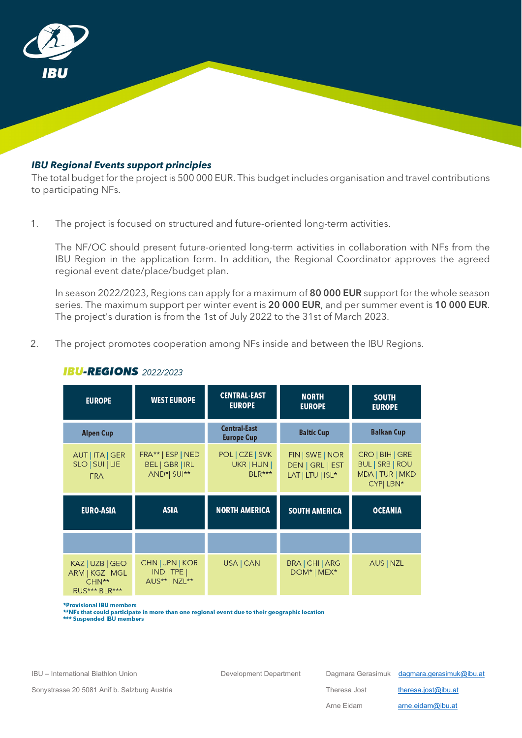### *IBU Regional Events support principles*

The total budget for the project is 500 000 EUR. This budget includes organisation and travel contributions to participating NFs.

1. The project is focused on structured and future-oriented long-term activities.

   The NF/OC should present future-oriented long-term activities in collaboration with NFs from the IBU Region in the application form. In addition, the Regional Coordinator approves the agreed regional event date/place/budget plan.

   In season 2022/2023, Regions can apply for a maximum of **80 000 EUR** support for the whole season series. The maximum support per winter event is **20 000 EUR**, and per summer event is **10 000 EUR**. The project's duration is from the 1st of July 2022 to the 31st of March 2023.

2. The project promotes cooperation among NFs inside and between the IBU Regions.

## *IBU-REGIONS* 2022/2023

| EUROPE | WEST EUROPE | CENTRAL-EAST EUROPE | NORTH EUROPE | SOUTH EUROPE |
|---|---|---|---|---|
| Alpen Cup | | Central-East Europe Cup | Baltic Cup | Balkan Cup |
| AUT \| ITA \| GER SLO \| SUI \| LIE FRA | FRA** \| ESP \| NED BEL \| GBR \| IRL AND*\| SUI** | POL \| CZE \| SVK UKR \| HUN \| BLR*** | FIN \| SWE \| NOR DEN \| GRL \| EST LAT \| LTU \| ISL* | CRO \| BIH \| GRE BUL \| SRB \| ROU MDA \| TUR \| MKD CYP\| LBN* |
| **EURO-ASIA** | **ASIA** | **NORTH AMERICA** | **SOUTH AMERICA** | **OCEANIA** |
| | | | | |
| KAZ \| UZB \| GEO ARM \| KGZ \| MGL CHN** RUS*** BLR*** | CHN \| JPN \| KOR IND \| TPE \| AUS** \| NZL** | USA \| CAN | BRA \| CHI \| ARG DOM* \| MEX* | AUS \| NZL |

**\*Provisional IBU members**
**\*\*NFs that could participate in more than one regional event due to their geographic location**
**\*\*\* Suspended IBU members**

IBU – International Biathlon Union
Sonystrasse 20 5081 Anif b. Salzburg Austria

Development Department

Dagmara Gerasimuk dagmara.gerasimuk@ibu.at
Theresa Jost theresa.jost@ibu.at
Arne Eidam arne.eidam@ibu.at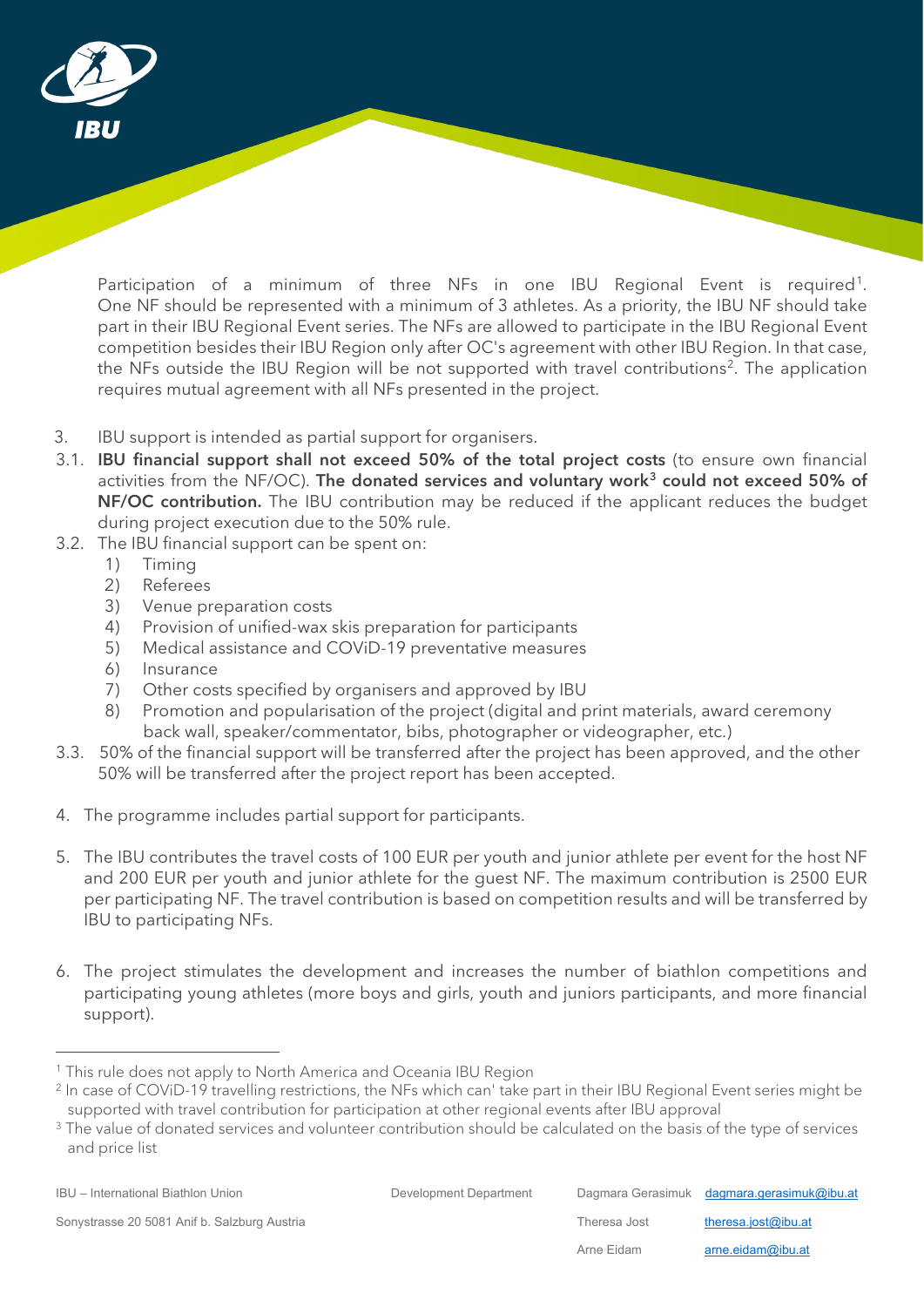Participation of a minimum of three NFs in one IBU Regional Event is required[1]. One NF should be represented with a minimum of 3 athletes. As a priority, the IBU NF should take part in their IBU Regional Event series. The NFs are allowed to participate in the IBU Regional Event competition besides their IBU Region only after OC's agreement with other IBU Region. In that case, the NFs outside the IBU Region will be not supported with travel contributions[2]. The application requires mutual agreement with all NFs presented in the project.

3. IBU support is intended as partial support for organisers.

3.1. **IBU financial support shall not exceed 50% of the total project costs** (to ensure own financial activities from the NF/OC). **The donated services and voluntary work[3] could not exceed 50% of NF/OC contribution.** The IBU contribution may be reduced if the applicant reduces the budget during project execution due to the 50% rule.

3.2. The IBU financial support can be spent on:
   1) Timing
   2) Referees
   3) Venue preparation costs
   4) Provision of unified-wax skis preparation for participants
   5) Medical assistance and COViD-19 preventative measures
   6) Insurance
   7) Other costs specified by organisers and approved by IBU
   8) Promotion and popularisation of the project (digital and print materials, award ceremony back wall, speaker/commentator, bibs, photographer or videographer, etc.)

3.3. 50% of the financial support will be transferred after the project has been approved, and the other 50% will be transferred after the project report has been accepted.

4. The programme includes partial support for participants.

5. The IBU contributes the travel costs of 100 EUR per youth and junior athlete per event for the host NF and 200 EUR per youth and junior athlete for the guest NF. The maximum contribution is 2500 EUR per participating NF. The travel contribution is based on competition results and will be transferred by IBU to participating NFs.

6. The project stimulates the development and increases the number of biathlon competitions and participating young athletes (more boys and girls, youth and juniors participants, and more financial support).

---

[1] This rule does not apply to North America and Oceania IBU Region

[2] In case of COViD-19 travelling restrictions, the NFs which can' take part in their IBU Regional Event series might be supported with travel contribution for participation at other regional events after IBU approval

[3] The value of donated services and volunteer contribution should be calculated on the basis of the type of services and price list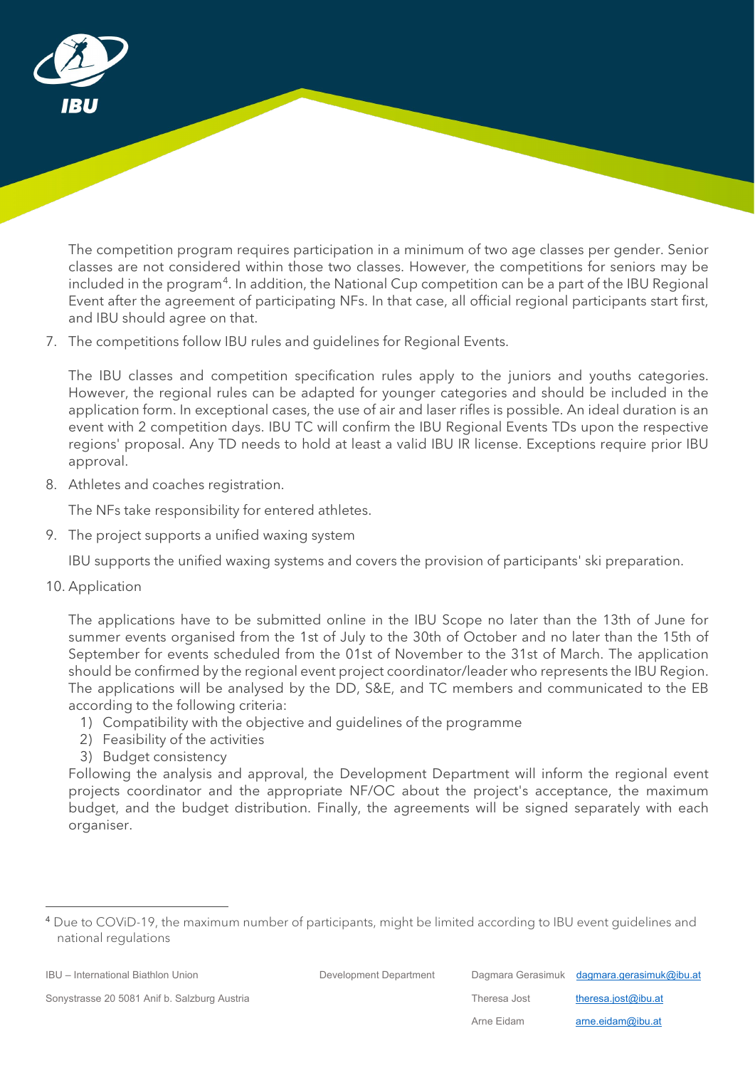The competition program requires participation in a minimum of two age classes per gender. Senior classes are not considered within those two classes. However, the competitions for seniors may be included in the program[4]. In addition, the National Cup competition can be a part of the IBU Regional Event after the agreement of participating NFs. In that case, all official regional participants start first, and IBU should agree on that.

7. The competitions follow IBU rules and guidelines for Regional Events.

   The IBU classes and competition specification rules apply to the juniors and youths categories. However, the regional rules can be adapted for younger categories and should be included in the application form. In exceptional cases, the use of air and laser rifles is possible. An ideal duration is an event with 2 competition days. IBU TC will confirm the IBU Regional Events TDs upon the respective regions' proposal. Any TD needs to hold at least a valid IBU IR license. Exceptions require prior IBU approval.

8. Athletes and coaches registration.

   The NFs take responsibility for entered athletes.

9. The project supports a unified waxing system

   IBU supports the unified waxing systems and covers the provision of participants' ski preparation.

10. Application

    The applications have to be submitted online in the IBU Scope no later than the 13th of June for summer events organised from the 1st of July to the 30th of October and no later than the 15th of September for events scheduled from the 01st of November to the 31st of March. The application should be confirmed by the regional event project coordinator/leader who represents the IBU Region. The applications will be analysed by the DD, S&E, and TC members and communicated to the EB according to the following criteria:
    1) Compatibility with the objective and guidelines of the programme
    2) Feasibility of the activities
    3) Budget consistency

    Following the analysis and approval, the Development Department will inform the regional event projects coordinator and the appropriate NF/OC about the project's acceptance, the maximum budget, and the budget distribution. Finally, the agreements will be signed separately with each organiser.

---

[4] Due to COViD-19, the maximum number of participants, might be limited according to IBU event guidelines and national regulations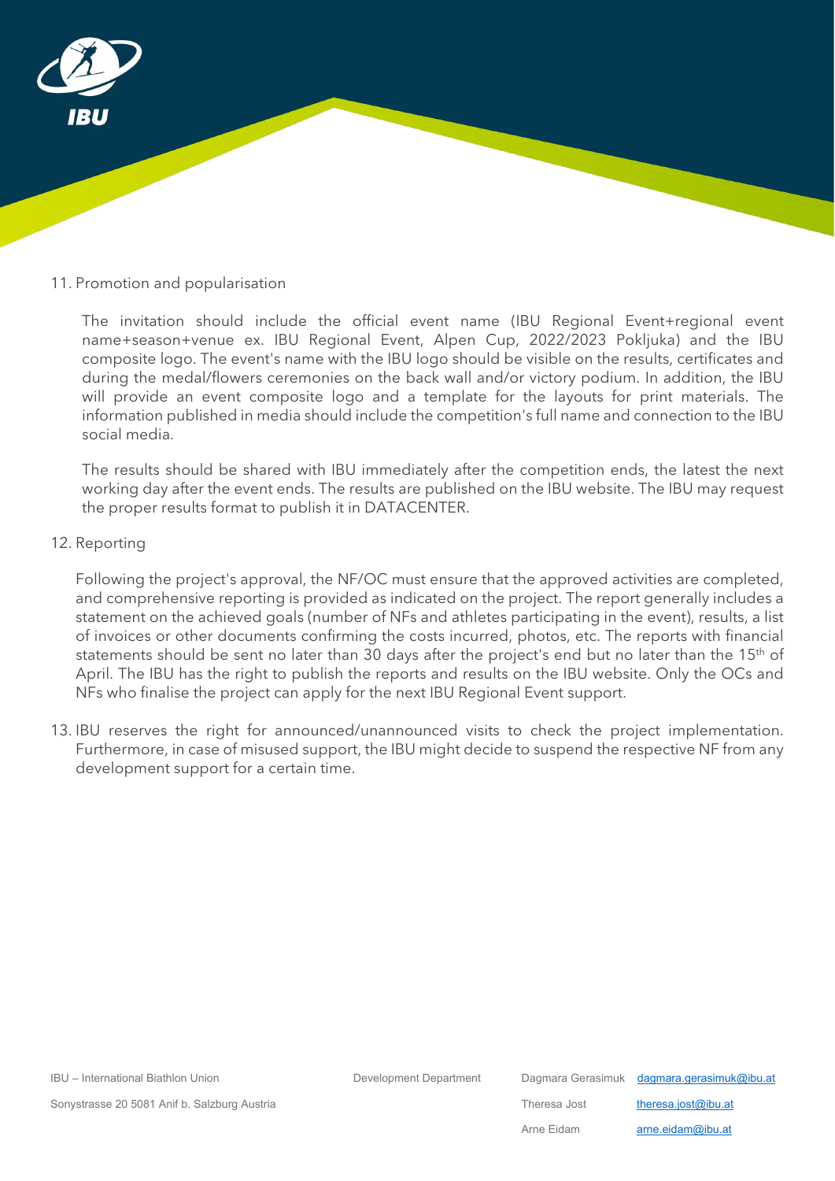11. Promotion and popularisation

    The invitation should include the official event name (IBU Regional Event+regional event name+season+venue ex. IBU Regional Event, Alpen Cup, 2022/2023 Pokljuka) and the IBU composite logo. The event's name with the IBU logo should be visible on the results, certificates and during the medal/flowers ceremonies on the back wall and/or victory podium. In addition, the IBU will provide an event composite logo and a template for the layouts for print materials. The information published in media should include the competition's full name and connection to the IBU social media.

    The results should be shared with IBU immediately after the competition ends, the latest the next working day after the event ends. The results are published on the IBU website. The IBU may request the proper results format to publish it in DATACENTER.

12. Reporting

    Following the project's approval, the NF/OC must ensure that the approved activities are completed, and comprehensive reporting is provided as indicated on the project. The report generally includes a statement on the achieved goals (number of NFs and athletes participating in the event), results, a list of invoices or other documents confirming the costs incurred, photos, etc. The reports with financial statements should be sent no later than 30 days after the project's end but no later than the 15th of April. The IBU has the right to publish the reports and results on the IBU website. Only the OCs and NFs who finalise the project can apply for the next IBU Regional Event support.

13. IBU reserves the right for announced/unannounced visits to check the project implementation. Furthermore, in case of misused support, the IBU might decide to suspend the respective NF from any development support for a certain time.

IBU – International Biathlon Union
Sonystrasse 20 5081 Anif b. Salzburg Austria

Development Department

Dagmara Gerasimuk dagmara.gerasimuk@ibu.at
Theresa Jost theresa.jost@ibu.at
Arne Eidam arne.eidam@ibu.at